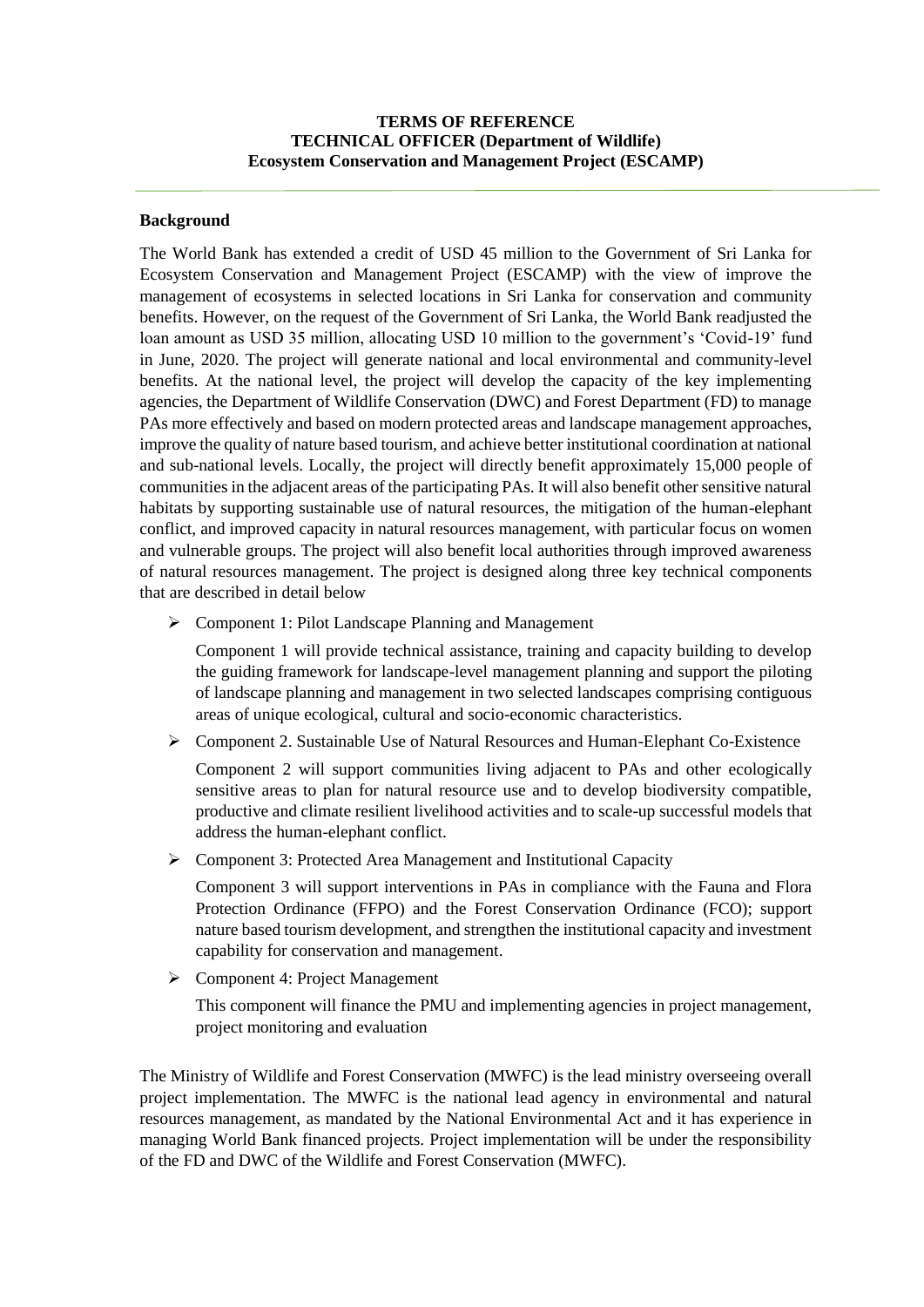**TERMS OF REFERENCE**
**TECHNICAL OFFICER (Department of Wildlife)**
**Ecosystem Conservation and Management Project (ESCAMP)**

## Background

The World Bank has extended a credit of USD 45 million to the Government of Sri Lanka for Ecosystem Conservation and Management Project (ESCAMP) with the view of improve the management of ecosystems in selected locations in Sri Lanka for conservation and community benefits. However, on the request of the Government of Sri Lanka, the World Bank readjusted the loan amount as USD 35 million, allocating USD 10 million to the government's 'Covid-19' fund in June, 2020. The project will generate national and local environmental and community-level benefits. At the national level, the project will develop the capacity of the key implementing agencies, the Department of Wildlife Conservation (DWC) and Forest Department (FD) to manage PAs more effectively and based on modern protected areas and landscape management approaches, improve the quality of nature based tourism, and achieve better institutional coordination at national and sub-national levels. Locally, the project will directly benefit approximately 15,000 people of communities in the adjacent areas of the participating PAs. It will also benefit other sensitive natural habitats by supporting sustainable use of natural resources, the mitigation of the human-elephant conflict, and improved capacity in natural resources management, with particular focus on women and vulnerable groups. The project will also benefit local authorities through improved awareness of natural resources management. The project is designed along three key technical components that are described in detail below

- Component 1: Pilot Landscape Planning and Management

  Component 1 will provide technical assistance, training and capacity building to develop the guiding framework for landscape-level management planning and support the piloting of landscape planning and management in two selected landscapes comprising contiguous areas of unique ecological, cultural and socio-economic characteristics.

- Component 2. Sustainable Use of Natural Resources and Human-Elephant Co-Existence

  Component 2 will support communities living adjacent to PAs and other ecologically sensitive areas to plan for natural resource use and to develop biodiversity compatible, productive and climate resilient livelihood activities and to scale-up successful models that address the human-elephant conflict.

- Component 3: Protected Area Management and Institutional Capacity

  Component 3 will support interventions in PAs in compliance with the Fauna and Flora Protection Ordinance (FFPO) and the Forest Conservation Ordinance (FCO); support nature based tourism development, and strengthen the institutional capacity and investment capability for conservation and management.

- Component 4: Project Management

  This component will finance the PMU and implementing agencies in project management, project monitoring and evaluation

The Ministry of Wildlife and Forest Conservation (MWFC) is the lead ministry overseeing overall project implementation. The MWFC is the national lead agency in environmental and natural resources management, as mandated by the National Environmental Act and it has experience in managing World Bank financed projects. Project implementation will be under the responsibility of the FD and DWC of the Wildlife and Forest Conservation (MWFC).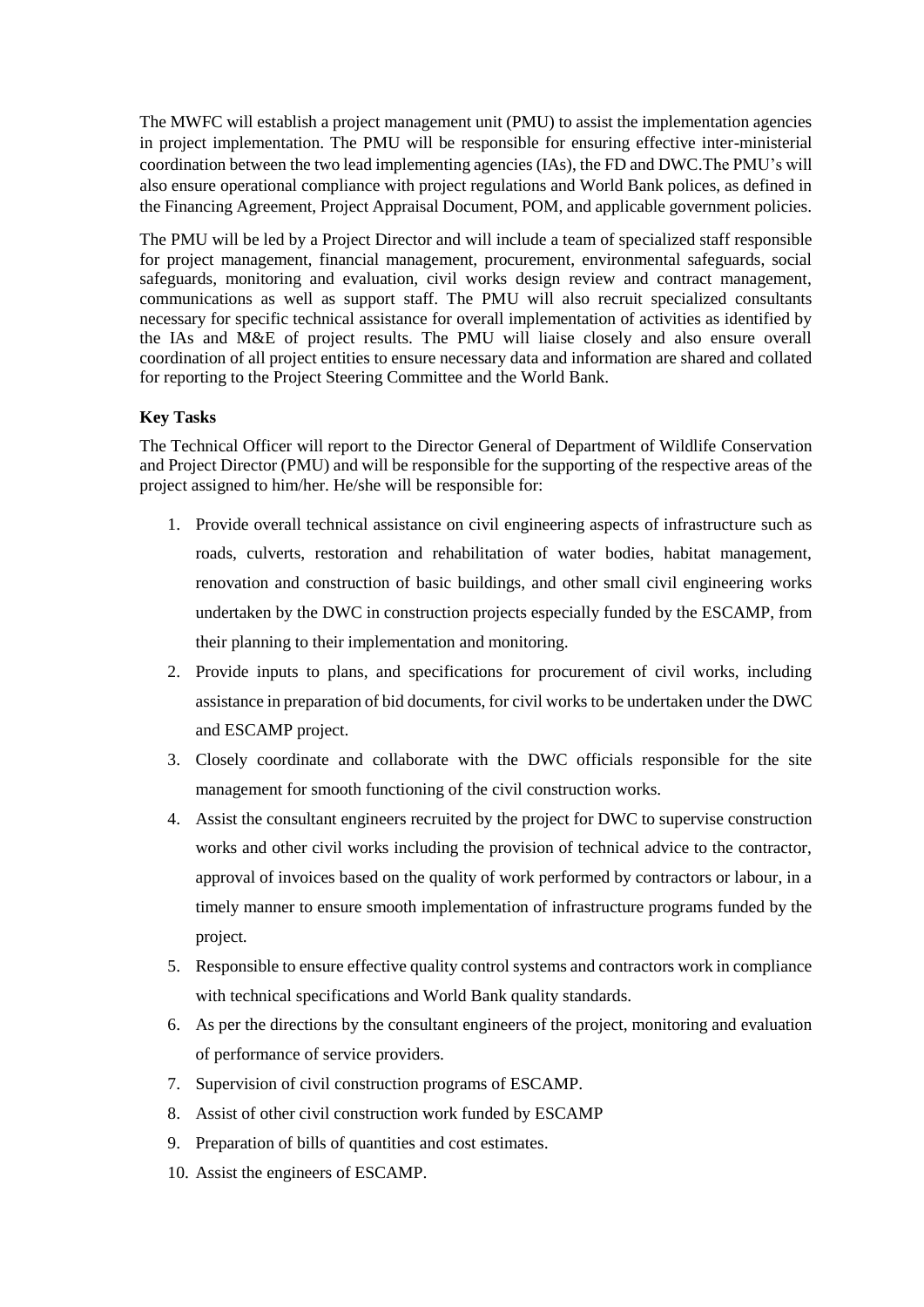The MWFC will establish a project management unit (PMU) to assist the implementation agencies in project implementation. The PMU will be responsible for ensuring effective inter-ministerial coordination between the two lead implementing agencies (IAs), the FD and DWC.The PMU's will also ensure operational compliance with project regulations and World Bank polices, as defined in the Financing Agreement, Project Appraisal Document, POM, and applicable government policies.

The PMU will be led by a Project Director and will include a team of specialized staff responsible for project management, financial management, procurement, environmental safeguards, social safeguards, monitoring and evaluation, civil works design review and contract management, communications as well as support staff. The PMU will also recruit specialized consultants necessary for specific technical assistance for overall implementation of activities as identified by the IAs and M&E of project results. The PMU will liaise closely and also ensure overall coordination of all project entities to ensure necessary data and information are shared and collated for reporting to the Project Steering Committee and the World Bank.

**Key Tasks**

The Technical Officer will report to the Director General of Department of Wildlife Conservation and Project Director (PMU) and will be responsible for the supporting of the respective areas of the project assigned to him/her. He/she will be responsible for:

1. Provide overall technical assistance on civil engineering aspects of infrastructure such as roads, culverts, restoration and rehabilitation of water bodies, habitat management, renovation and construction of basic buildings, and other small civil engineering works undertaken by the DWC in construction projects especially funded by the ESCAMP, from their planning to their implementation and monitoring.
2. Provide inputs to plans, and specifications for procurement of civil works, including assistance in preparation of bid documents, for civil works to be undertaken under the DWC and ESCAMP project.
3. Closely coordinate and collaborate with the DWC officials responsible for the site management for smooth functioning of the civil construction works.
4. Assist the consultant engineers recruited by the project for DWC to supervise construction works and other civil works including the provision of technical advice to the contractor, approval of invoices based on the quality of work performed by contractors or labour, in a timely manner to ensure smooth implementation of infrastructure programs funded by the project.
5. Responsible to ensure effective quality control systems and contractors work in compliance with technical specifications and World Bank quality standards.
6. As per the directions by the consultant engineers of the project, monitoring and evaluation of performance of service providers.
7. Supervision of civil construction programs of ESCAMP.
8. Assist of other civil construction work funded by ESCAMP
9. Preparation of bills of quantities and cost estimates.
10. Assist the engineers of ESCAMP.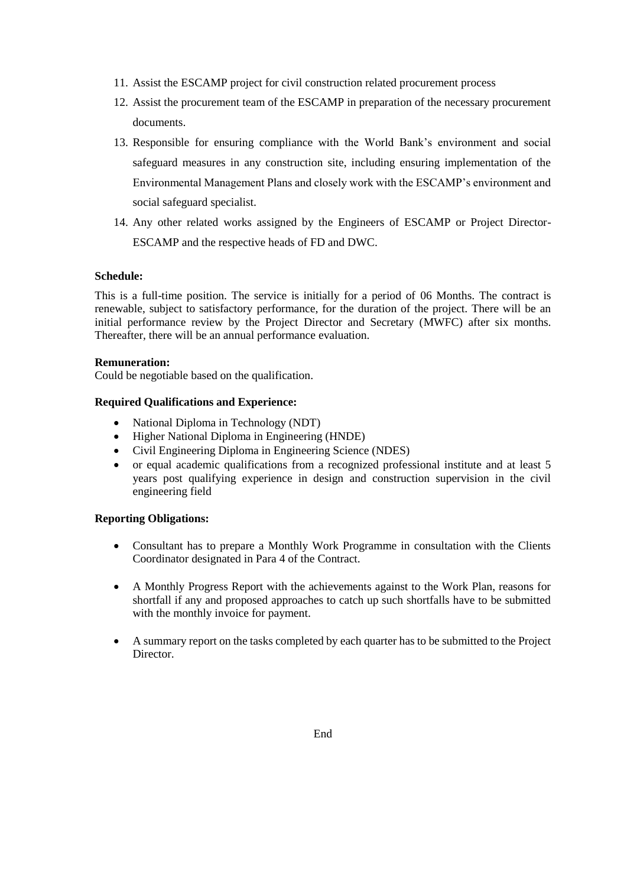11. Assist the ESCAMP project for civil construction related procurement process
12. Assist the procurement team of the ESCAMP in preparation of the necessary procurement documents.
13. Responsible for ensuring compliance with the World Bank's environment and social safeguard measures in any construction site, including ensuring implementation of the Environmental Management Plans and closely work with the ESCAMP's environment and social safeguard specialist.
14. Any other related works assigned by the Engineers of ESCAMP or Project Director-ESCAMP and the respective heads of FD and DWC.

**Schedule:**

This is a full-time position. The service is initially for a period of 06 Months. The contract is renewable, subject to satisfactory performance, for the duration of the project. There will be an initial performance review by the Project Director and Secretary (MWFC) after six months. Thereafter, there will be an annual performance evaluation.

**Remuneration:**

Could be negotiable based on the qualification.

**Required Qualifications and Experience:**

- National Diploma in Technology (NDT)
- Higher National Diploma in Engineering (HNDE)
- Civil Engineering Diploma in Engineering Science (NDES)
- or equal academic qualifications from a recognized professional institute and at least 5 years post qualifying experience in design and construction supervision in the civil engineering field

**Reporting Obligations:**

- Consultant has to prepare a Monthly Work Programme in consultation with the Clients Coordinator designated in Para 4 of the Contract.
- A Monthly Progress Report with the achievements against to the Work Plan, reasons for shortfall if any and proposed approaches to catch up such shortfalls have to be submitted with the monthly invoice for payment.
- A summary report on the tasks completed by each quarter has to be submitted to the Project Director.

End